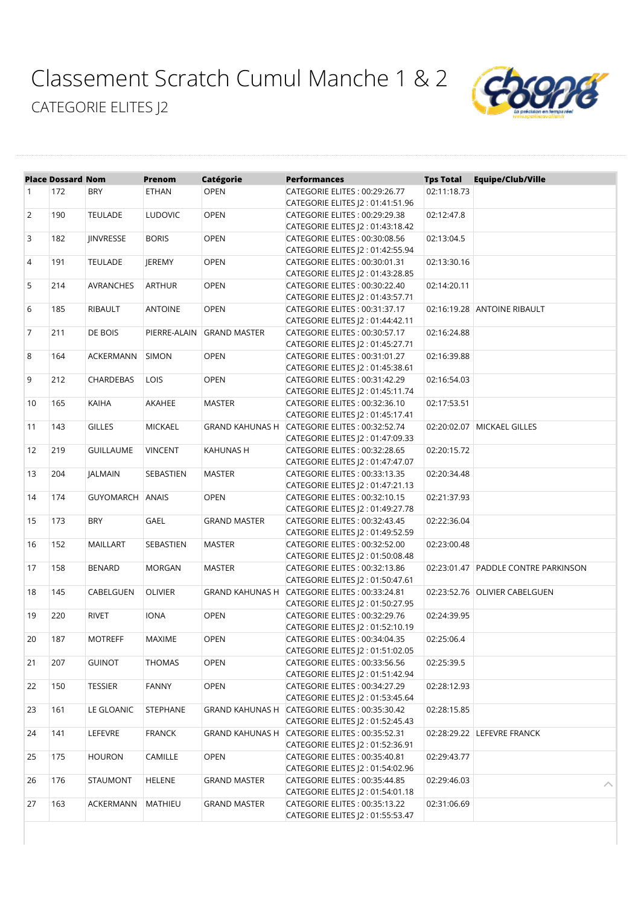# Classement Scratch Cumul Manche 1 & 2

## CATEGORIE ELITES J2

| Place | Dossard | Nom | Prenom | Catégorie | Performances | Tps Total | Equipe/Club/Ville |
|---|---|---|---|---|---|---|---|
| 1 | 172 | BRY | ETHAN | OPEN | CATEGORIE ELITES : 00:29:26.77<br>CATEGORIE ELITES J2 : 01:41:51.96 | 02:11:18.73 | |
| 2 | 190 | TEULADE | LUDOVIC | OPEN | CATEGORIE ELITES : 00:29:29.38<br>CATEGORIE ELITES J2 : 01:43:18.42 | 02:12:47.8 | |
| 3 | 182 | JINVRESSE | BORIS | OPEN | CATEGORIE ELITES : 00:30:08.56<br>CATEGORIE ELITES J2 : 01:42:55.94 | 02:13:04.5 | |
| 4 | 191 | TEULADE | JEREMY | OPEN | CATEGORIE ELITES : 00:30:01.31<br>CATEGORIE ELITES J2 : 01:43:28.85 | 02:13:30.16 | |
| 5 | 214 | AVRANCHES | ARTHUR | OPEN | CATEGORIE ELITES : 00:30:22.40<br>CATEGORIE ELITES J2 : 01:43:57.71 | 02:14:20.11 | |
| 6 | 185 | RIBAULT | ANTOINE | OPEN | CATEGORIE ELITES : 00:31:37.17<br>CATEGORIE ELITES J2 : 01:44:42.11 | 02:16:19.28 | ANTOINE RIBAULT |
| 7 | 211 | DE BOIS | PIERRE-ALAIN | GRAND MASTER | CATEGORIE ELITES : 00:30:57.17<br>CATEGORIE ELITES J2 : 01:45:27.71 | 02:16:24.88 | |
| 8 | 164 | ACKERMANN | SIMON | OPEN | CATEGORIE ELITES : 00:31:01.27<br>CATEGORIE ELITES J2 : 01:45:38.61 | 02:16:39.88 | |
| 9 | 212 | CHARDEBAS | LOIS | OPEN | CATEGORIE ELITES : 00:31:42.29<br>CATEGORIE ELITES J2 : 01:45:11.74 | 02:16:54.03 | |
| 10 | 165 | KAIHA | AKAHEE | MASTER | CATEGORIE ELITES : 00:32:36.10<br>CATEGORIE ELITES J2 : 01:45:17.41 | 02:17:53.51 | |
| 11 | 143 | GILLES | MICKAEL | GRAND KAHUNAS H | CATEGORIE ELITES : 00:32:52.74<br>CATEGORIE ELITES J2 : 01:47:09.33 | 02:20:02.07 | MICKAEL GILLES |
| 12 | 219 | GUILLAUME | VINCENT | KAHUNAS H | CATEGORIE ELITES : 00:32:28.65<br>CATEGORIE ELITES J2 : 01:47:47.07 | 02:20:15.72 | |
| 13 | 204 | JALMAIN | SEBASTIEN | MASTER | CATEGORIE ELITES : 00:33:13.35<br>CATEGORIE ELITES J2 : 01:47:21.13 | 02:20:34.48 | |
| 14 | 174 | GUYOMARCH | ANAIS | OPEN | CATEGORIE ELITES : 00:32:10.15<br>CATEGORIE ELITES J2 : 01:49:27.78 | 02:21:37.93 | |
| 15 | 173 | BRY | GAEL | GRAND MASTER | CATEGORIE ELITES : 00:32:43.45<br>CATEGORIE ELITES J2 : 01:49:52.59 | 02:22:36.04 | |
| 16 | 152 | MAILLART | SEBASTIEN | MASTER | CATEGORIE ELITES : 00:32:52.00<br>CATEGORIE ELITES J2 : 01:50:08.48 | 02:23:00.48 | |
| 17 | 158 | BENARD | MORGAN | MASTER | CATEGORIE ELITES : 00:32:13.86<br>CATEGORIE ELITES J2 : 01:50:47.61 | 02:23:01.47 | PADDLE CONTRE PARKINSON |
| 18 | 145 | CABELGUEN | OLIVIER | GRAND KAHUNAS H | CATEGORIE ELITES : 00:33:24.81<br>CATEGORIE ELITES J2 : 01:50:27.95 | 02:23:52.76 | OLIVIER CABELGUEN |
| 19 | 220 | RIVET | IONA | OPEN | CATEGORIE ELITES : 00:32:29.76<br>CATEGORIE ELITES J2 : 01:52:10.19 | 02:24:39.95 | |
| 20 | 187 | MOTREFF | MAXIME | OPEN | CATEGORIE ELITES : 00:34:04.35<br>CATEGORIE ELITES J2 : 01:51:02.05 | 02:25:06.4 | |
| 21 | 207 | GUINOT | THOMAS | OPEN | CATEGORIE ELITES : 00:33:56.56<br>CATEGORIE ELITES J2 : 01:51:42.94 | 02:25:39.5 | |
| 22 | 150 | TESSIER | FANNY | OPEN | CATEGORIE ELITES : 00:34:27.29<br>CATEGORIE ELITES J2 : 01:53:45.64 | 02:28:12.93 | |
| 23 | 161 | LE GLOANIC | STEPHANE | GRAND KAHUNAS H | CATEGORIE ELITES : 00:35:30.42<br>CATEGORIE ELITES J2 : 01:52:45.43 | 02:28:15.85 | |
| 24 | 141 | LEFEVRE | FRANCK | GRAND KAHUNAS H | CATEGORIE ELITES : 00:35:52.31<br>CATEGORIE ELITES J2 : 01:52:36.91 | 02:28:29.22 | LEFEVRE FRANCK |
| 25 | 175 | HOURON | CAMILLE | OPEN | CATEGORIE ELITES : 00:35:40.81<br>CATEGORIE ELITES J2 : 01:54:02.96 | 02:29:43.77 | |
| 26 | 176 | STAUMONT | HELENE | GRAND MASTER | CATEGORIE ELITES : 00:35:44.85<br>CATEGORIE ELITES J2 : 01:54:01.18 | 02:29:46.03 | |
| 27 | 163 | ACKERMANN | MATHIEU | GRAND MASTER | CATEGORIE ELITES : 00:35:13.22<br>CATEGORIE ELITES J2 : 01:55:53.47 | 02:31:06.69 | |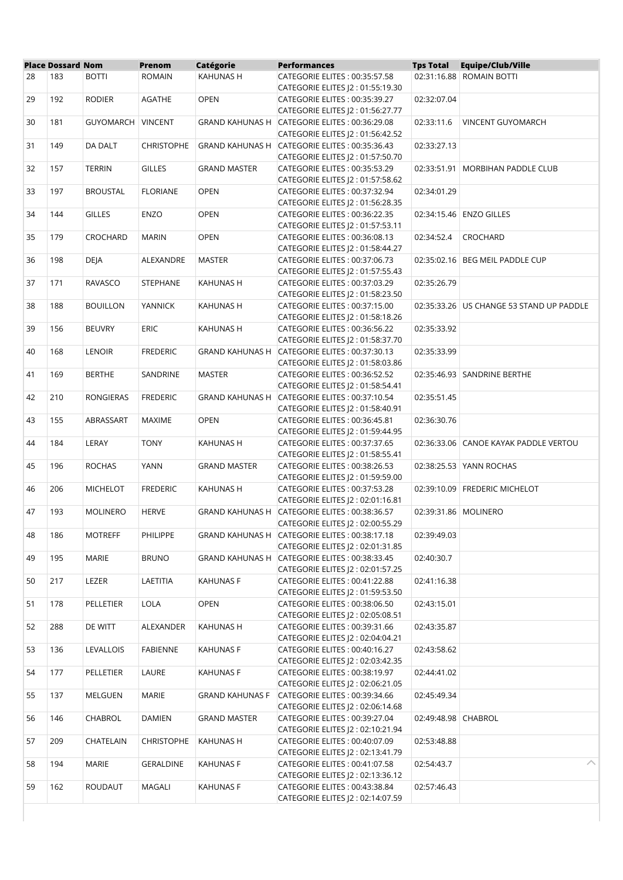| Place | Dossard | Nom | Prenom | Catégorie | Performances | Tps Total | Equipe/Club/Ville |
|---|---|---|---|---|---|---|---|
| 28 | 183 | BOTTI | ROMAIN | KAHUNAS H | CATEGORIE ELITES : 00:35:57.58<br>CATEGORIE ELITES J2 : 01:55:19.30 | 02:31:16.88 | ROMAIN BOTTI |
| 29 | 192 | RODIER | AGATHE | OPEN | CATEGORIE ELITES : 00:35:39.27<br>CATEGORIE ELITES J2 : 01:56:27.77 | 02:32:07.04 | |
| 30 | 181 | GUYOMARCH | VINCENT | GRAND KAHUNAS H | CATEGORIE ELITES : 00:36:29.08<br>CATEGORIE ELITES J2 : 01:56:42.52 | 02:33:11.6 | VINCENT GUYOMARCH |
| 31 | 149 | DA DALT | CHRISTOPHE | GRAND KAHUNAS H | CATEGORIE ELITES : 00:35:36.43<br>CATEGORIE ELITES J2 : 01:57:50.70 | 02:33:27.13 | |
| 32 | 157 | TERRIN | GILLES | GRAND MASTER | CATEGORIE ELITES : 00:35:53.29<br>CATEGORIE ELITES J2 : 01:57:58.62 | 02:33:51.91 | MORBIHAN PADDLE CLUB |
| 33 | 197 | BROUSTAL | FLORIANE | OPEN | CATEGORIE ELITES : 00:37:32.94<br>CATEGORIE ELITES J2 : 01:56:28.35 | 02:34:01.29 | |
| 34 | 144 | GILLES | ENZO | OPEN | CATEGORIE ELITES : 00:36:22.35<br>CATEGORIE ELITES J2 : 01:57:53.11 | 02:34:15.46 | ENZO GILLES |
| 35 | 179 | CROCHARD | MARIN | OPEN | CATEGORIE ELITES : 00:36:08.13<br>CATEGORIE ELITES J2 : 01:58:44.27 | 02:34:52.4 | CROCHARD |
| 36 | 198 | DEJA | ALEXANDRE | MASTER | CATEGORIE ELITES : 00:37:06.73<br>CATEGORIE ELITES J2 : 01:57:55.43 | 02:35:02.16 | BEG MEIL PADDLE CUP |
| 37 | 171 | RAVASCO | STEPHANE | KAHUNAS H | CATEGORIE ELITES : 00:37:03.29<br>CATEGORIE ELITES J2 : 01:58:23.50 | 02:35:26.79 | |
| 38 | 188 | BOUILLON | YANNICK | KAHUNAS H | CATEGORIE ELITES : 00:37:15.00<br>CATEGORIE ELITES J2 : 01:58:18.26 | 02:35:33.26 | US CHANGE 53 STAND UP PADDLE |
| 39 | 156 | BEUVRY | ERIC | KAHUNAS H | CATEGORIE ELITES : 00:36:56.22<br>CATEGORIE ELITES J2 : 01:58:37.70 | 02:35:33.92 | |
| 40 | 168 | LENOIR | FREDERIC | GRAND KAHUNAS H | CATEGORIE ELITES : 00:37:30.13<br>CATEGORIE ELITES J2 : 01:58:03.86 | 02:35:33.99 | |
| 41 | 169 | BERTHE | SANDRINE | MASTER | CATEGORIE ELITES : 00:36:52.52<br>CATEGORIE ELITES J2 : 01:58:54.41 | 02:35:46.93 | SANDRINE BERTHE |
| 42 | 210 | RONGIERAS | FREDERIC | GRAND KAHUNAS H | CATEGORIE ELITES : 00:37:10.54<br>CATEGORIE ELITES J2 : 01:58:40.91 | 02:35:51.45 | |
| 43 | 155 | ABRASSART | MAXIME | OPEN | CATEGORIE ELITES : 00:36:45.81<br>CATEGORIE ELITES J2 : 01:59:44.95 | 02:36:30.76 | |
| 44 | 184 | LERAY | TONY | KAHUNAS H | CATEGORIE ELITES : 00:37:37.65<br>CATEGORIE ELITES J2 : 01:58:55.41 | 02:36:33.06 | CANOE KAYAK PADDLE VERTOU |
| 45 | 196 | ROCHAS | YANN | GRAND MASTER | CATEGORIE ELITES : 00:38:26.53<br>CATEGORIE ELITES J2 : 01:59:59.00 | 02:38:25.53 | YANN ROCHAS |
| 46 | 206 | MICHELOT | FREDERIC | KAHUNAS H | CATEGORIE ELITES : 00:37:53.28<br>CATEGORIE ELITES J2 : 02:01:16.81 | 02:39:10.09 | FREDERIC MICHELOT |
| 47 | 193 | MOLINERO | HERVE | GRAND KAHUNAS H | CATEGORIE ELITES : 00:38:36.57<br>CATEGORIE ELITES J2 : 02:00:55.29 | 02:39:31.86 | MOLINERO |
| 48 | 186 | MOTREFF | PHILIPPE | GRAND KAHUNAS H | CATEGORIE ELITES : 00:38:17.18<br>CATEGORIE ELITES J2 : 02:01:31.85 | 02:39:49.03 | |
| 49 | 195 | MARIE | BRUNO | GRAND KAHUNAS H | CATEGORIE ELITES : 00:38:33.45<br>CATEGORIE ELITES J2 : 02:01:57.25 | 02:40:30.7 | |
| 50 | 217 | LEZER | LAETITIA | KAHUNAS F | CATEGORIE ELITES : 00:41:22.88<br>CATEGORIE ELITES J2 : 01:59:53.50 | 02:41:16.38 | |
| 51 | 178 | PELLETIER | LOLA | OPEN | CATEGORIE ELITES : 00:38:06.50<br>CATEGORIE ELITES J2 : 02:05:08.51 | 02:43:15.01 | |
| 52 | 288 | DE WITT | ALEXANDER | KAHUNAS H | CATEGORIE ELITES : 00:39:31.66<br>CATEGORIE ELITES J2 : 02:04:04.21 | 02:43:35.87 | |
| 53 | 136 | LEVALLOIS | FABIENNE | KAHUNAS F | CATEGORIE ELITES : 00:40:16.27<br>CATEGORIE ELITES J2 : 02:03:42.35 | 02:43:58.62 | |
| 54 | 177 | PELLETIER | LAURE | KAHUNAS F | CATEGORIE ELITES : 00:38:19.97<br>CATEGORIE ELITES J2 : 02:06:21.05 | 02:44:41.02 | |
| 55 | 137 | MELGUEN | MARIE | GRAND KAHUNAS F | CATEGORIE ELITES : 00:39:34.66<br>CATEGORIE ELITES J2 : 02:06:14.68 | 02:45:49.34 | |
| 56 | 146 | CHABROL | DAMIEN | GRAND MASTER | CATEGORIE ELITES : 00:39:27.04<br>CATEGORIE ELITES J2 : 02:10:21.94 | 02:49:48.98 | CHABROL |
| 57 | 209 | CHATELAIN | CHRISTOPHE | KAHUNAS H | CATEGORIE ELITES : 00:40:07.09<br>CATEGORIE ELITES J2 : 02:13:41.79 | 02:53:48.88 | |
| 58 | 194 | MARIE | GERALDINE | KAHUNAS F | CATEGORIE ELITES : 00:41:07.58<br>CATEGORIE ELITES J2 : 02:13:36.12 | 02:54:43.7 | |
| 59 | 162 | ROUDAUT | MAGALI | KAHUNAS F | CATEGORIE ELITES : 00:43:38.84<br>CATEGORIE ELITES J2 : 02:14:07.59 | 02:57:46.43 | |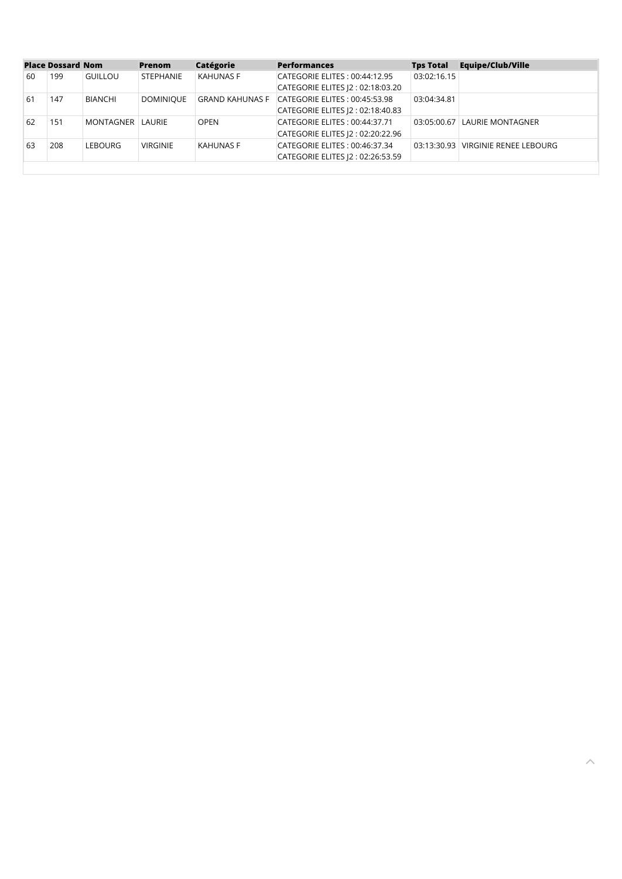| Place | Dossard | Nom | Prenom | Catégorie | Performances | Tps Total | Equipe/Club/Ville |
|---|---|---|---|---|---|---|---|
| 60 | 199 | GUILLOU | STEPHANIE | KAHUNAS F | CATEGORIE ELITES : 00:44:12.95<br>CATEGORIE ELITES J2 : 02:18:03.20 | 03:02:16.15 | |
| 61 | 147 | BIANCHI | DOMINIQUE | GRAND KAHUNAS F | CATEGORIE ELITES : 00:45:53.98<br>CATEGORIE ELITES J2 : 02:18:40.83 | 03:04:34.81 | |
| 62 | 151 | MONTAGNER | LAURIE | OPEN | CATEGORIE ELITES : 00:44:37.71<br>CATEGORIE ELITES J2 : 02:20:22.96 | 03:05:00.67 | LAURIE MONTAGNER |
| 63 | 208 | LEBOURG | VIRGINIE | KAHUNAS F | CATEGORIE ELITES : 00:46:37.34<br>CATEGORIE ELITES J2 : 02:26:53.59 | 03:13:30.93 | VIRGINIE RENEE LEBOURG |